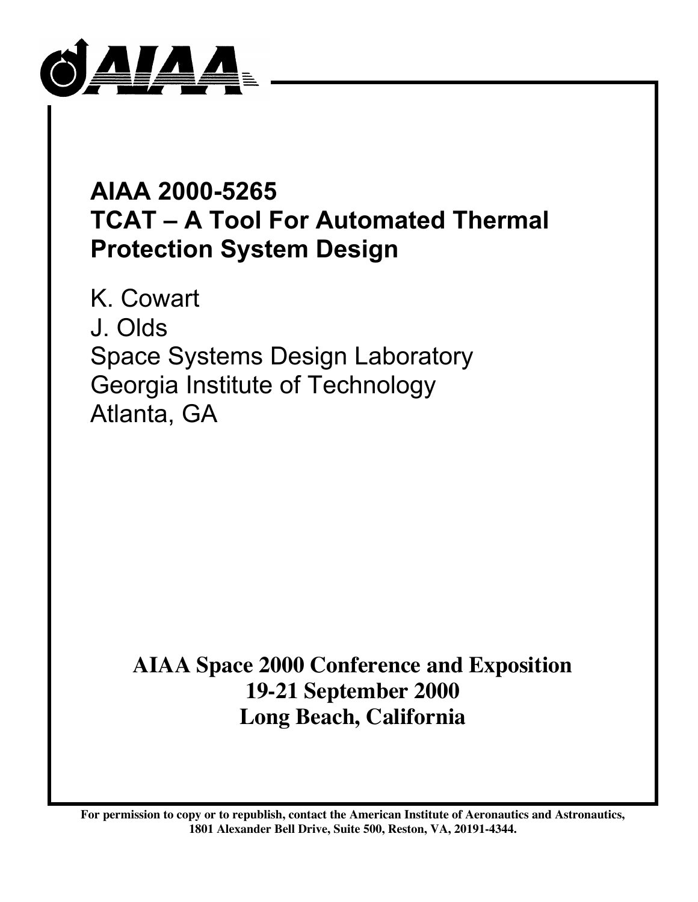# AIAA 2000-5265
# TCAT – A Tool For Automated Thermal Protection System Design

K. Cowart
J. Olds
Space Systems Design Laboratory
Georgia Institute of Technology
Atlanta, GA

**AIAA Space 2000 Conference and Exposition**
**19-21 September 2000**
**Long Beach, California**

**For permission to copy or to republish, contact the American Institute of Aeronautics and Astronautics, 1801 Alexander Bell Drive, Suite 500, Reston, VA, 20191-4344.**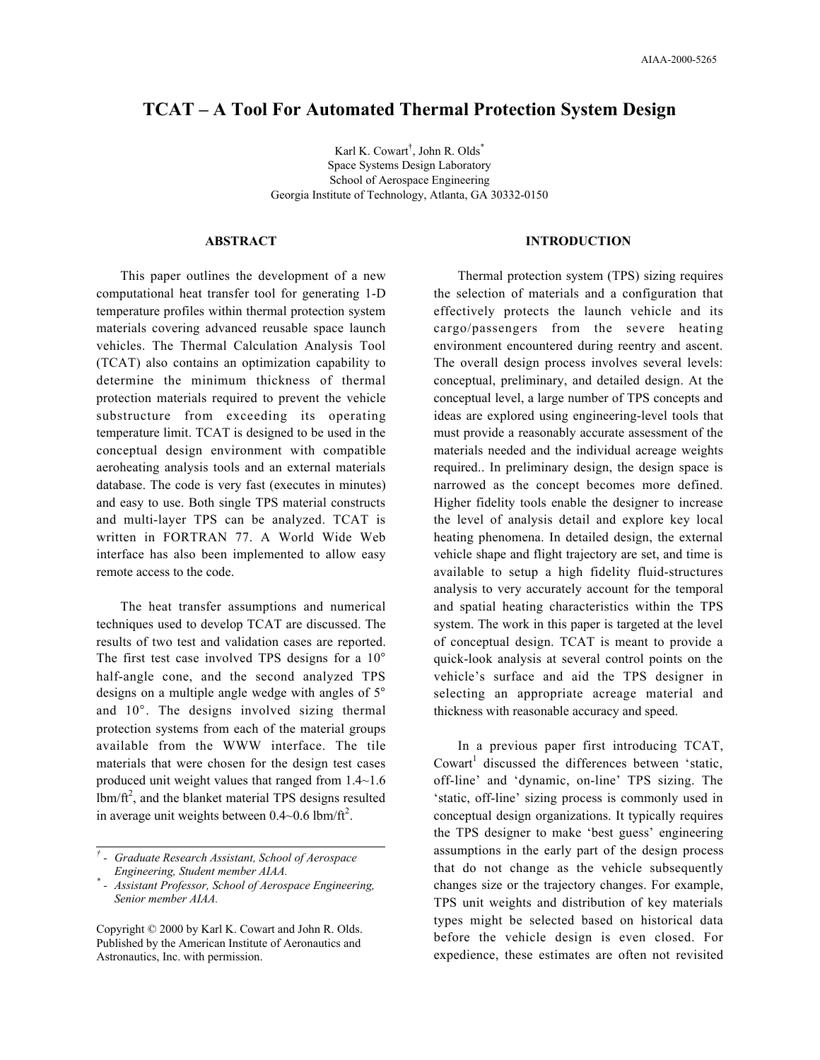# TCAT – A Tool For Automated Thermal Protection System Design

Karl K. Cowart[†], John R. Olds[*]
Space Systems Design Laboratory
School of Aerospace Engineering
Georgia Institute of Technology, Atlanta, GA 30332-0150

## ABSTRACT

This paper outlines the development of a new computational heat transfer tool for generating 1-D temperature profiles within thermal protection system materials covering advanced reusable space launch vehicles. The Thermal Calculation Analysis Tool (TCAT) also contains an optimization capability to determine the minimum thickness of thermal protection materials required to prevent the vehicle substructure from exceeding its operating temperature limit. TCAT is designed to be used in the conceptual design environment with compatible aeroheating analysis tools and an external materials database. The code is very fast (executes in minutes) and easy to use. Both single TPS material constructs and multi-layer TPS can be analyzed. TCAT is written in FORTRAN 77. A World Wide Web interface has also been implemented to allow easy remote access to the code.

The heat transfer assumptions and numerical techniques used to develop TCAT are discussed. The results of two test and validation cases are reported. The first test case involved TPS designs for a 10° half-angle cone, and the second analyzed TPS designs on a multiple angle wedge with angles of 5° and 10°. The designs involved sizing thermal protection systems from each of the material groups available from the WWW interface. The tile materials that were chosen for the design test cases produced unit weight values that ranged from 1.4~1.6 lbm/ft$^2$, and the blanket material TPS designs resulted in average unit weights between 0.4~0.6 lbm/ft$^2$.

[†] - *Graduate Research Assistant, School of Aerospace Engineering, Student member AIAA.*
[*] - *Assistant Professor, School of Aerospace Engineering, Senior member AIAA.*

Copyright © 2000 by Karl K. Cowart and John R. Olds. Published by the American Institute of Aeronautics and Astronautics, Inc. with permission.

## INTRODUCTION

Thermal protection system (TPS) sizing requires the selection of materials and a configuration that effectively protects the launch vehicle and its cargo/passengers from the severe heating environment encountered during reentry and ascent. The overall design process involves several levels: conceptual, preliminary, and detailed design. At the conceptual level, a large number of TPS concepts and ideas are explored using engineering-level tools that must provide a reasonably accurate assessment of the materials needed and the individual acreage weights required.. In preliminary design, the design space is narrowed as the concept becomes more defined. Higher fidelity tools enable the designer to increase the level of analysis detail and explore key local heating phenomena. In detailed design, the external vehicle shape and flight trajectory are set, and time is available to setup a high fidelity fluid-structures analysis to very accurately account for the temporal and spatial heating characteristics within the TPS system. The work in this paper is targeted at the level of conceptual design. TCAT is meant to provide a quick-look analysis at several control points on the vehicle's surface and aid the TPS designer in selecting an appropriate acreage material and thickness with reasonable accuracy and speed.

In a previous paper first introducing TCAT, Cowart[1] discussed the differences between 'static, off-line' and 'dynamic, on-line' TPS sizing. The 'static, off-line' sizing process is commonly used in conceptual design organizations. It typically requires the TPS designer to make 'best guess' engineering assumptions in the early part of the design process that do not change as the vehicle subsequently changes size or the trajectory changes. For example, TPS unit weights and distribution of key materials types might be selected based on historical data before the vehicle design is even closed. For expedience, these estimates are often not revisited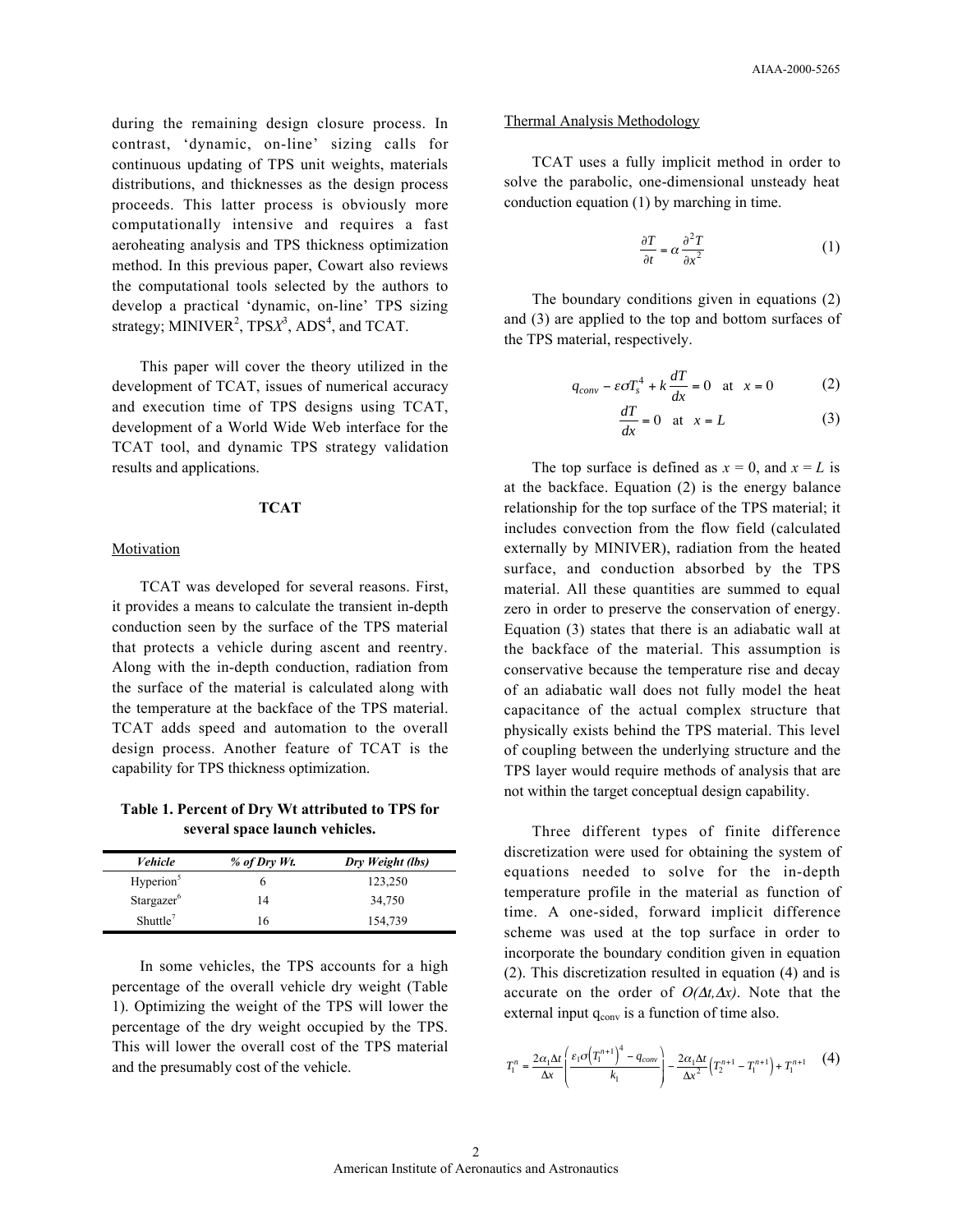during the remaining design closure process. In contrast, 'dynamic, on-line' sizing calls for continuous updating of TPS unit weights, materials distributions, and thicknesses as the design process proceeds. This latter process is obviously more computationally intensive and requires a fast aeroheating analysis and TPS thickness optimization method. In this previous paper, Cowart also reviews the computational tools selected by the authors to develop a practical 'dynamic, on-line' TPS sizing strategy; MINIVER[2], TPS*X*[3], ADS[4], and TCAT.

This paper will cover the theory utilized in the development of TCAT, issues of numerical accuracy and execution time of TPS designs using TCAT, development of a World Wide Web interface for the TCAT tool, and dynamic TPS strategy validation results and applications.

## TCAT

### Motivation

TCAT was developed for several reasons. First, it provides a means to calculate the transient in-depth conduction seen by the surface of the TPS material that protects a vehicle during ascent and reentry. Along with the in-depth conduction, radiation from the surface of the material is calculated along with the temperature at the backface of the TPS material. TCAT adds speed and automation to the overall design process. Another feature of TCAT is the capability for TPS thickness optimization.

**Table 1. Percent of Dry Wt attributed to TPS for several space launch vehicles.**

| *Vehicle* | *% of Dry Wt.* | *Dry Weight (lbs)* |
|---|---|---|
| Hyperion[5] | 6 | 123,250 |
| Stargazer[6] | 14 | 34,750 |
| Shuttle[7] | 16 | 154,739 |

In some vehicles, the TPS accounts for a high percentage of the overall vehicle dry weight (Table 1). Optimizing the weight of the TPS will lower the percentage of the dry weight occupied by the TPS. This will lower the overall cost of the TPS material and the presumably cost of the vehicle.

### Thermal Analysis Methodology

TCAT uses a fully implicit method in order to solve the parabolic, one-dimensional unsteady heat conduction equation (1) by marching in time.

$$\frac{\partial T}{\partial t} = \alpha \frac{\partial^2 T}{\partial x^2} \tag{1}$$

The boundary conditions given in equations (2) and (3) are applied to the top and bottom surfaces of the TPS material, respectively.

$$q_{conv} - \varepsilon \sigma T_s^4 + k\frac{dT}{dx} = 0 \quad \text{at} \quad x = 0 \tag{2}$$

$$\frac{dT}{dx} = 0 \quad \text{at} \quad x = L \tag{3}$$

The top surface is defined as $x = 0$, and $x = L$ is at the backface. Equation (2) is the energy balance relationship for the top surface of the TPS material; it includes convection from the flow field (calculated externally by MINIVER), radiation from the heated surface, and conduction absorbed by the TPS material. All these quantities are summed to equal zero in order to preserve the conservation of energy. Equation (3) states that there is an adiabatic wall at the backface of the material. This assumption is conservative because the temperature rise and decay of an adiabatic wall does not fully model the heat capacitance of the actual complex structure that physically exists behind the TPS material. This level of coupling between the underlying structure and the TPS layer would require methods of analysis that are not within the target conceptual design capability.

Three different types of finite difference discretization were used for obtaining the system of equations needed to solve for the in-depth temperature profile in the material as function of time. A one-sided, forward implicit difference scheme was used at the top surface in order to incorporate the boundary condition given in equation (2). This discretization resulted in equation (4) and is accurate on the order of $O(\Delta t, \Delta x)$. Note that the external input $q_{conv}$ is a function of time also.

$$T_1^n = \frac{2\alpha_1 \Delta t}{\Delta x}\left(\frac{\varepsilon_1 \sigma \left(T_1^{n+1}\right)^4 - q_{conv}}{k_1}\right) - \frac{2\alpha_1 \Delta t}{\Delta x^2}\left(T_2^{n+1} - T_1^{n+1}\right) + T_1^{n+1} \tag{4}$$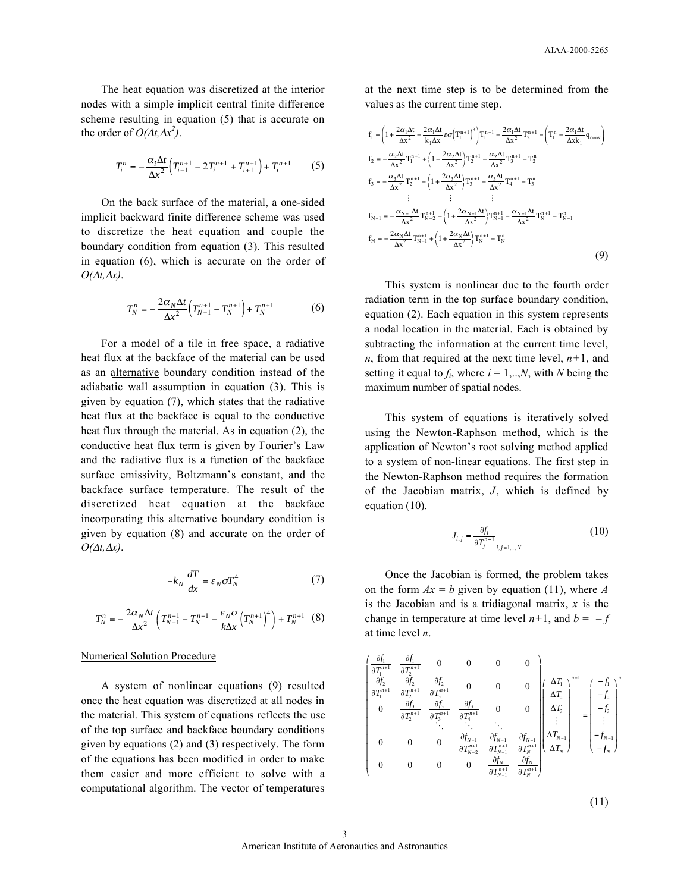The heat equation was discretized at the interior nodes with a simple implicit central finite difference scheme resulting in equation (5) that is accurate on the order of $O(\Delta t, \Delta x^2)$.

$$T_i^n = -\frac{\alpha_i \Delta t}{\Delta x^2}\left(T_{i-1}^{n+1} - 2T_i^{n+1} + T_{i+1}^{n+1}\right) + T_i^{n+1} \tag{5}$$

On the back surface of the material, a one-sided implicit backward finite difference scheme was used to discretize the heat equation and couple the boundary condition from equation (3). This resulted in equation (6), which is accurate on the order of $O(\Delta t, \Delta x)$.

$$T_N^n = -\frac{2\alpha_N \Delta t}{\Delta x^2}\left(T_{N-1}^{n+1} - T_N^{n+1}\right) + T_N^{n+1} \tag{6}$$

For a model of a tile in free space, a radiative heat flux at the backface of the material can be used as an alternative boundary condition instead of the adiabatic wall assumption in equation (3). This is given by equation (7), which states that the radiative heat flux at the backface is equal to the conductive heat flux through the material. As in equation (2), the conductive heat flux term is given by Fourier's Law and the radiative flux is a function of the backface surface emissivity, Boltzmann's constant, and the backface surface temperature. The result of the discretized heat equation at the backface incorporating this alternative boundary condition is given by equation (8) and accurate on the order of $O(\Delta t, \Delta x)$.

$$-k_N \frac{dT}{dx} = \varepsilon_N \sigma T_N^4 \tag{7}$$

$$T_N^n = -\frac{2\alpha_N \Delta t}{\Delta x^2}\left(T_{N-1}^{n+1} - T_N^{n+1} - \frac{\varepsilon_N \sigma}{k \Delta x}\left(T_N^{n+1}\right)^4\right) + T_N^{n+1} \tag{8}$$

Numerical Solution Procedure

A system of nonlinear equations (9) resulted once the heat equation was discretized at all nodes in the material. This system of equations reflects the use of the top surface and backface boundary conditions given by equations (2) and (3) respectively. The form of the equations has been modified in order to make them easier and more efficient to solve with a computational algorithm. The vector of temperatures at the next time step is to be determined from the values as the current time step.

$$
\begin{aligned}
f_1 &= \left(1 + \frac{2\alpha_1 \Delta t}{\Delta x^2} + \frac{2\alpha_1 \Delta t}{k_1 \Delta x}\varepsilon\sigma\left(T_1^{n+1}\right)^3\right)T_1^{n+1} - \frac{2\alpha_1 \Delta t}{\Delta x^2}T_2^{n+1} - \left(T_1^n - \frac{2\alpha_1 \Delta t}{\Delta x k_1}q_{conv}\right) \\
f_2 &= -\frac{\alpha_2 \Delta t}{\Delta x^2}T_1^{n+1} + \left(1 + \frac{2\alpha_2 \Delta t}{\Delta x^2}\right)T_2^{n+1} - \frac{\alpha_2 \Delta t}{\Delta x^2}T_3^{n+1} - T_2^n \\
f_3 &= -\frac{\alpha_3 \Delta t}{\Delta x^2}T_2^{n+1} + \left(1 + \frac{2\alpha_3 \Delta t}{\Delta x^2}\right)T_3^{n+1} - \frac{\alpha_3 \Delta t}{\Delta x^2}T_4^{n+1} - T_3^n \\
&\quad \vdots \qquad\qquad \vdots \qquad\qquad \vdots \\
f_{N-1} &= -\frac{\alpha_{N-1} \Delta t}{\Delta x^2}T_{N-2}^{n+1} + \left(1 + \frac{2\alpha_{N-1} \Delta t}{\Delta x^2}\right)T_{N-1}^{n+1} - \frac{\alpha_{N-1} \Delta t}{\Delta x^2}T_N^{n+1} - T_{N-1}^n \\
f_N &= -\frac{2\alpha_N \Delta t}{\Delta x^2}T_{N-1}^{n+1} + \left(1 + \frac{2\alpha_N \Delta t}{\Delta x^2}\right)T_N^{n+1} - T_N^n
\end{aligned}
\tag{9}
$$

This system is nonlinear due to the fourth order radiation term in the top surface boundary condition, equation (2). Each equation in this system represents a nodal location in the material. Each is obtained by subtracting the information at the current time level, $n$, from that required at the next time level, $n+1$, and setting it equal to $f_i$, where $i = 1,..,N$, with $N$ being the maximum number of spatial nodes.

This system of equations is iteratively solved using the Newton-Raphson method, which is the application of Newton's root solving method applied to a system of non-linear equations. The first step in the Newton-Raphson method requires the formation of the Jacobian matrix, $J$, which is defined by equation (10).

$$J_{i,j} = \frac{\partial f_i}{\partial T_j^{n+1}}_{i,j=1,\ldots,N} \tag{10}$$

Once the Jacobian is formed, the problem takes on the form $Ax = b$ given by equation (11), where $A$ is the Jacobian and is a tridiagonal matrix, $x$ is the change in temperature at time level $n+1$, and $b = -f$ at time level $n$.

$$
\begin{pmatrix}
\frac{\partial f_1}{\partial T_1^{n+1}} & \frac{\partial f_1}{\partial T_2^{n+1}} & 0 & 0 & 0 & 0 \\
\frac{\partial f_2}{\partial T_1^{n+1}} & \frac{\partial f_2}{\partial T_2^{n+1}} & \frac{\partial f_2}{\partial T_3^{n+1}} & 0 & 0 & 0 \\
0 & \frac{\partial f_3}{\partial T_2^{n+1}} & \frac{\partial f_3}{\partial T_3^{n+1}} & \frac{\partial f_3}{\partial T_4^{n+1}} & 0 & 0 \\
 & & \ddots & \ddots & \ddots & \\
0 & 0 & 0 & \frac{\partial f_{N-1}}{\partial T_{N-2}^{n+1}} & \frac{\partial f_{N-1}}{\partial T_{N-1}^{n+1}} & \frac{\partial f_{N-1}}{\partial T_N^{n+1}} \\
0 & 0 & 0 & 0 & \frac{\partial f_N}{\partial T_{N-1}^{n+1}} & \frac{\partial f_N}{\partial T_N^{n+1}}
\end{pmatrix}
\begin{pmatrix}
\Delta T_1 \\ \Delta T_2 \\ \Delta T_3 \\ \vdots \\ \Delta T_{N-1} \\ \Delta T_N
\end{pmatrix}^{n+1}
=
\begin{pmatrix}
-f_1 \\ -f_2 \\ -f_3 \\ \vdots \\ -f_{N-1} \\ -f_N
\end{pmatrix}^{n}
\tag{11}
$$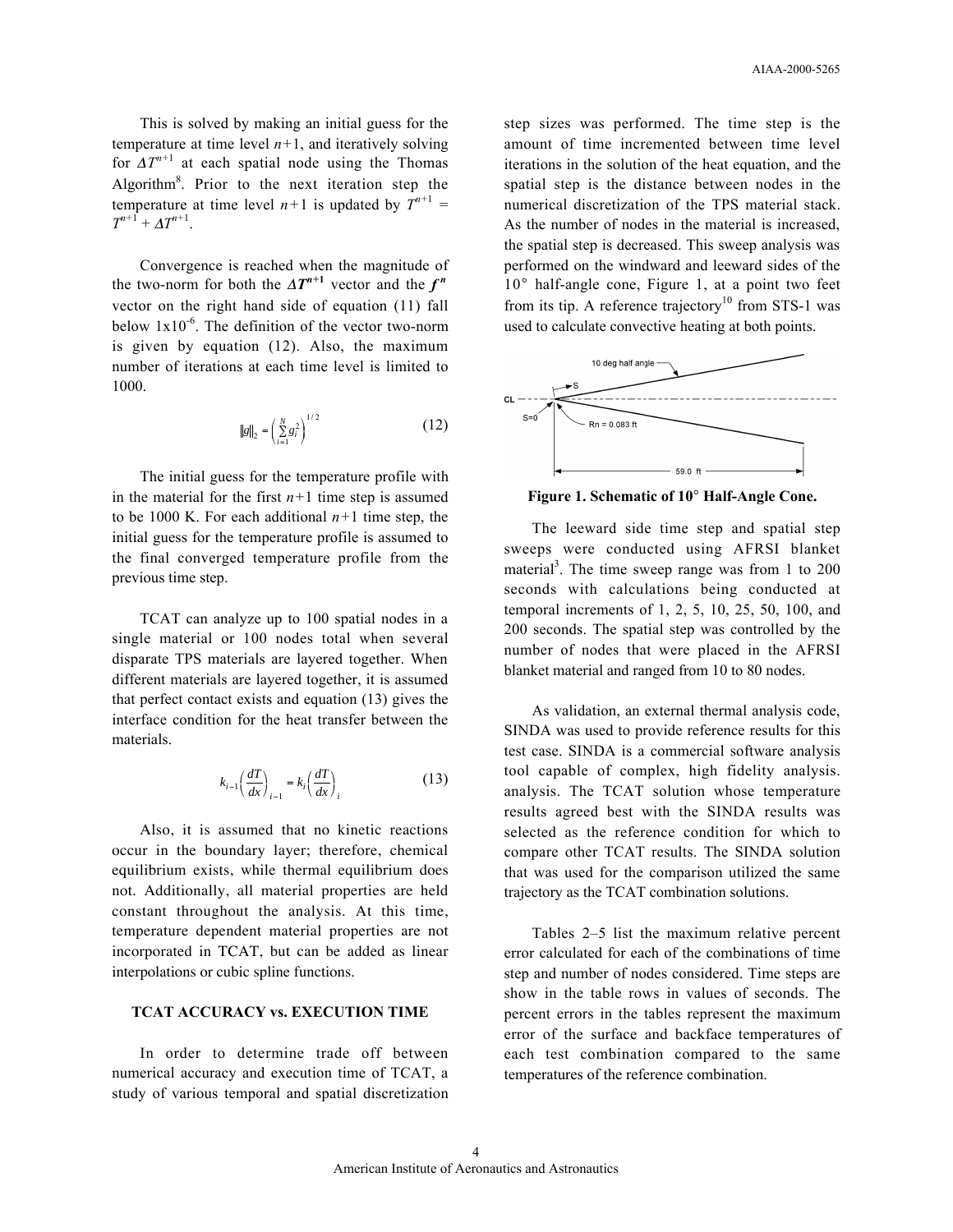This is solved by making an initial guess for the temperature at time level $n+1$, and iteratively solving for $\Delta T^{n+1}$ at each spatial node using the Thomas Algorithm[8]. Prior to the next iteration step the temperature at time level $n+1$ is updated by $T^{n+1} = T^{n+1} + \Delta T^{n+1}$.

Convergence is reached when the magnitude of the two-norm for both the $\boldsymbol{\Delta T^{n+1}}$ vector and the $\boldsymbol{f^n}$ vector on the right hand side of equation (11) fall below $1\text{x}10^{-6}$. The definition of the vector two-norm is given by equation (12). Also, the maximum number of iterations at each time level is limited to 1000.

$$\|g\|_2 = \left(\sum_{i=1}^{N} g_i^2\right)^{1/2} \tag{12}$$

The initial guess for the temperature profile with in the material for the first $n+1$ time step is assumed to be 1000 K. For each additional $n+1$ time step, the initial guess for the temperature profile is assumed to the final converged temperature profile from the previous time step.

TCAT can analyze up to 100 spatial nodes in a single material or 100 nodes total when several disparate TPS materials are layered together. When different materials are layered together, it is assumed that perfect contact exists and equation (13) gives the interface condition for the heat transfer between the materials.

$$k_{i-1}\left(\frac{dT}{dx}\right)_{i-1} = k_i\left(\frac{dT}{dx}\right)_i \tag{13}$$

Also, it is assumed that no kinetic reactions occur in the boundary layer; therefore, chemical equilibrium exists, while thermal equilibrium does not. Additionally, all material properties are held constant throughout the analysis. At this time, temperature dependent material properties are not incorporated in TCAT, but can be added as linear interpolations or cubic spline functions.

## TCAT ACCURACY vs. EXECUTION TIME

In order to determine trade off between numerical accuracy and execution time of TCAT, a study of various temporal and spatial discretization step sizes was performed. The time step is the amount of time incremented between time level iterations in the solution of the heat equation, and the spatial step is the distance between nodes in the numerical discretization of the TPS material stack. As the number of nodes in the material is increased, the spatial step is decreased. This sweep analysis was performed on the windward and leeward sides of the 10° half-angle cone, Figure 1, at a point two feet from its tip. A reference trajectory[10] from STS-1 was used to calculate convective heating at both points.

**Figure 1. Schematic of 10° Half-Angle Cone.**

The leeward side time step and spatial step sweeps were conducted using AFRSI blanket material[3]. The time sweep range was from 1 to 200 seconds with calculations being conducted at temporal increments of 1, 2, 5, 10, 25, 50, 100, and 200 seconds. The spatial step was controlled by the number of nodes that were placed in the AFRSI blanket material and ranged from 10 to 80 nodes.

As validation, an external thermal analysis code, SINDA was used to provide reference results for this test case. SINDA is a commercial software analysis tool capable of complex, high fidelity analysis. analysis. The TCAT solution whose temperature results agreed best with the SINDA results was selected as the reference condition for which to compare other TCAT results. The SINDA solution that was used for the comparison utilized the same trajectory as the TCAT combination solutions.

Tables 2–5 list the maximum relative percent error calculated for each of the combinations of time step and number of nodes considered. Time steps are show in the table rows in values of seconds. The percent errors in the tables represent the maximum error of the surface and backface temperatures of each test combination compared to the same temperatures of the reference combination.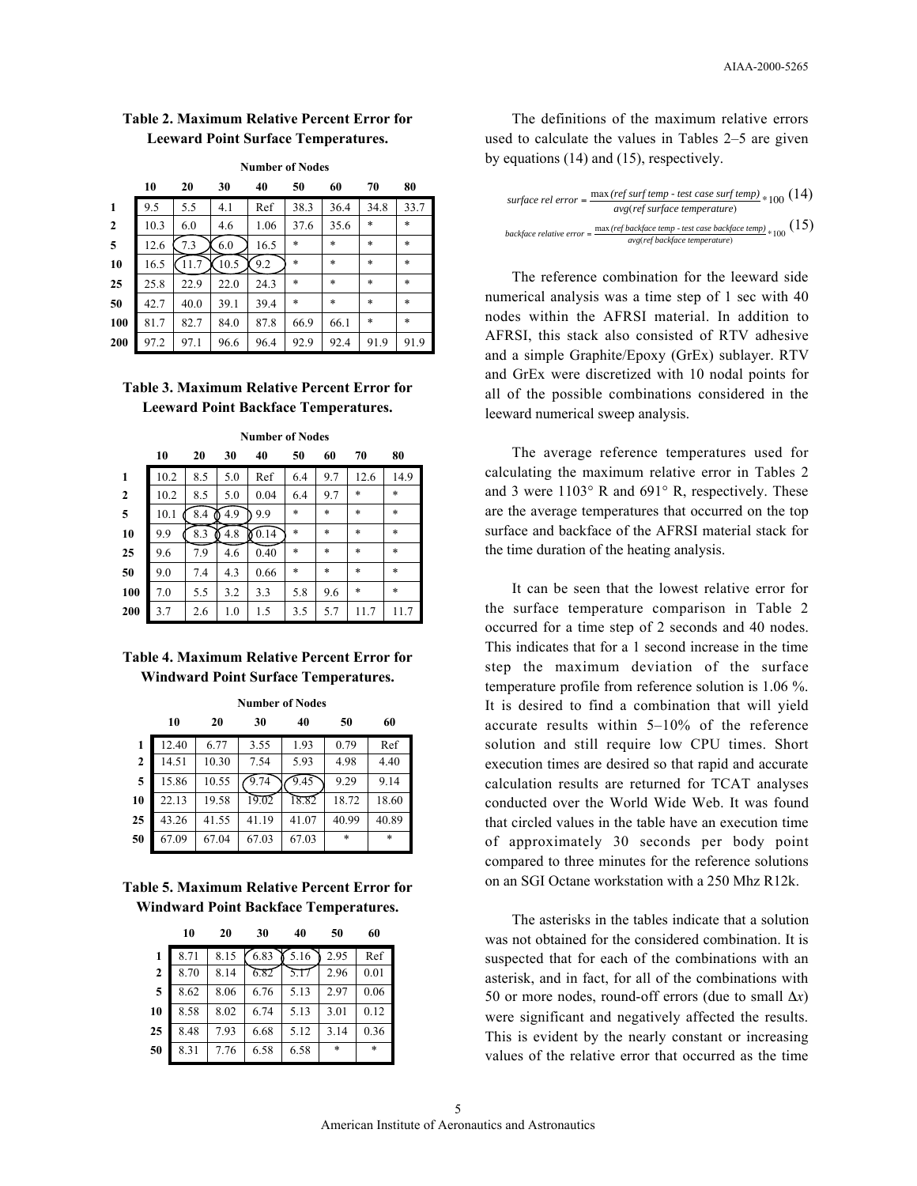**Table 2. Maximum Relative Percent Error for Leeward Point Surface Temperatures.**

| | Number of Nodes | | | | | | | |
|---|---|---|---|---|---|---|---|---|
| | 10 | 20 | 30 | 40 | 50 | 60 | 70 | 80 |
| 1 | 9.5 | 5.5 | 4.1 | Ref | 38.3 | 36.4 | 34.8 | 33.7 |
| 2 | 10.3 | 6.0 | 4.6 | 1.06 | 37.6 | 35.6 | * | * |
| 5 | 12.6 | 7.3 | 6.0 | 16.5 | * | * | * | * |
| 10 | 16.5 | 11.7 | 10.5 | 9.2 | * | * | * | * |
| 25 | 25.8 | 22.9 | 22.0 | 24.3 | * | * | * | * |
| 50 | 42.7 | 40.0 | 39.1 | 39.4 | * | * | * | * |
| 100 | 81.7 | 82.7 | 84.0 | 87.8 | 66.9 | 66.1 | * | * |
| 200 | 97.2 | 97.1 | 96.6 | 96.4 | 92.9 | 92.4 | 91.9 | 91.9 |

**Table 3. Maximum Relative Percent Error for Leeward Point Backface Temperatures.**

| | Number of Nodes | | | | | | | |
|---|---|---|---|---|---|---|---|---|
| | 10 | 20 | 30 | 40 | 50 | 60 | 70 | 80 |
| 1 | 10.2 | 8.5 | 5.0 | Ref | 6.4 | 9.7 | 12.6 | 14.9 |
| 2 | 10.2 | 8.5 | 5.0 | 0.04 | 6.4 | 9.7 | * | * |
| 5 | 10.1 | 8.4 | 4.9 | 9.9 | * | * | * | * |
| 10 | 9.9 | 8.3 | 4.8 | 0.14 | * | * | * | * |
| 25 | 9.6 | 7.9 | 4.6 | 0.40 | * | * | * | * |
| 50 | 9.0 | 7.4 | 4.3 | 0.66 | * | * | * | * |
| 100 | 7.0 | 5.5 | 3.2 | 3.3 | 5.8 | 9.6 | * | * |
| 200 | 3.7 | 2.6 | 1.0 | 1.5 | 3.5 | 5.7 | 11.7 | 11.7 |

**Table 4. Maximum Relative Percent Error for Windward Point Surface Temperatures.**

| | Number of Nodes | | | | | |
|---|---|---|---|---|---|---|
| | 10 | 20 | 30 | 40 | 50 | 60 |
| 1 | 12.40 | 6.77 | 3.55 | 1.93 | 0.79 | Ref |
| 2 | 14.51 | 10.30 | 7.54 | 5.93 | 4.98 | 4.40 |
| 5 | 15.86 | 10.55 | 9.74 | 9.45 | 9.29 | 9.14 |
| 10 | 22.13 | 19.58 | 19.02 | 18.82 | 18.72 | 18.60 |
| 25 | 43.26 | 41.55 | 41.19 | 41.07 | 40.99 | 40.89 |
| 50 | 67.09 | 67.04 | 67.03 | 67.03 | * | * |

**Table 5. Maximum Relative Percent Error for Windward Point Backface Temperatures.**

| | 10 | 20 | 30 | 40 | 50 | 60 |
|---|---|---|---|---|---|---|
| 1 | 8.71 | 8.15 | 6.83 | 5.16 | 2.95 | Ref |
| 2 | 8.70 | 8.14 | 6.82 | 5.17 | 2.96 | 0.01 |
| 5 | 8.62 | 8.06 | 6.76 | 5.13 | 2.97 | 0.06 |
| 10 | 8.58 | 8.02 | 6.74 | 5.13 | 3.01 | 0.12 |
| 25 | 8.48 | 7.93 | 6.68 | 5.12 | 3.14 | 0.36 |
| 50 | 8.31 | 7.76 | 6.58 | 6.58 | * | * |

The definitions of the maximum relative errors used to calculate the values in Tables 2–5 are given by equations (14) and (15), respectively.

$$surface\ rel\ error = \frac{\max(ref\ surf\ temp - test\ case\ surf\ temp)}{avg(ref\ surface\ temperature)} * 100 \quad (14)$$

$$backface\ relative\ error = \frac{\max(ref\ backface\ temp - test\ case\ backface\ temp)}{avg(ref\ backface\ temperature)} * 100 \quad (15)$$

The reference combination for the leeward side numerical analysis was a time step of 1 sec with 40 nodes within the AFRSI material. In addition to AFRSI, this stack also consisted of RTV adhesive and a simple Graphite/Epoxy (GrEx) sublayer. RTV and GrEx were discretized with 10 nodal points for all of the possible combinations considered in the leeward numerical sweep analysis.

The average reference temperatures used for calculating the maximum relative error in Tables 2 and 3 were 1103° R and 691° R, respectively. These are the average temperatures that occurred on the top surface and backface of the AFRSI material stack for the time duration of the heating analysis.

It can be seen that the lowest relative error for the surface temperature comparison in Table 2 occurred for a time step of 2 seconds and 40 nodes. This indicates that for a 1 second increase in the time step the maximum deviation of the surface temperature profile from reference solution is 1.06 %. It is desired to find a combination that will yield accurate results within 5–10% of the reference solution and still require low CPU times. Short execution times are desired so that rapid and accurate calculation results are returned for TCAT analyses conducted over the World Wide Web. It was found that circled values in the table have an execution time of approximately 30 seconds per body point compared to three minutes for the reference solutions on an SGI Octane workstation with a 250 Mhz R12k.

The asterisks in the tables indicate that a solution was not obtained for the considered combination. It is suspected that for each of the combinations with an asterisk, and in fact, for all of the combinations with 50 or more nodes, round-off errors (due to small $\Delta x$) were significant and negatively affected the results. This is evident by the nearly constant or increasing values of the relative error that occurred as the time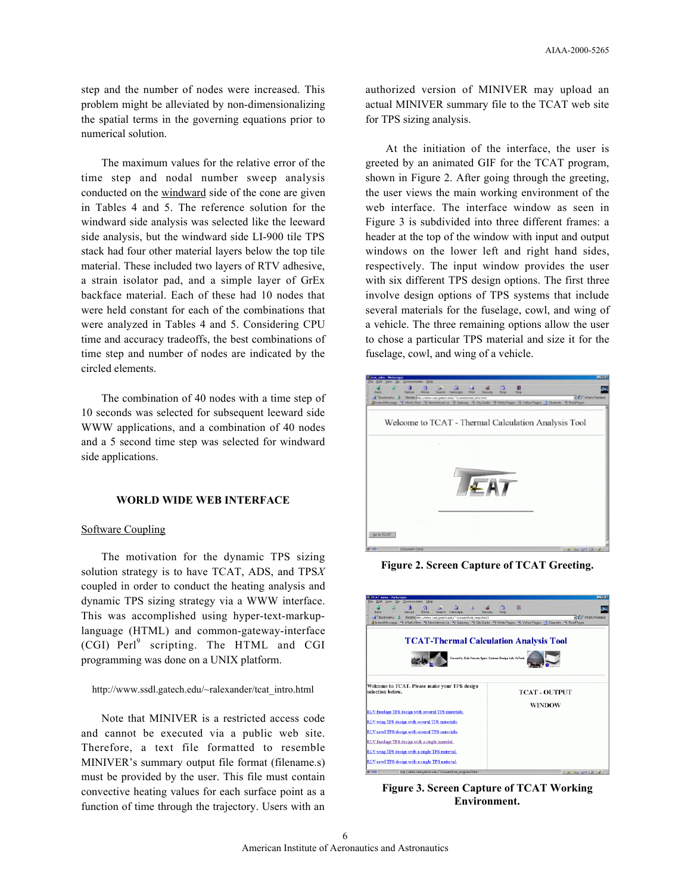step and the number of nodes were increased. This problem might be alleviated by non-dimensionalizing the spatial terms in the governing equations prior to numerical solution.

The maximum values for the relative error of the time step and nodal number sweep analysis conducted on the windward side of the cone are given in Tables 4 and 5. The reference solution for the windward side analysis was selected like the leeward side analysis, but the windward side LI-900 tile TPS stack had four other material layers below the top tile material. These included two layers of RTV adhesive, a strain isolator pad, and a simple layer of GrEx backface material. Each of these had 10 nodes that were held constant for each of the combinations that were analyzed in Tables 4 and 5. Considering CPU time and accuracy tradeoffs, the best combinations of time step and number of nodes are indicated by the circled elements.

The combination of 40 nodes with a time step of 10 seconds was selected for subsequent leeward side WWW applications, and a combination of 40 nodes and a 5 second time step was selected for windward side applications.

## WORLD WIDE WEB INTERFACE

### Software Coupling

The motivation for the dynamic TPS sizing solution strategy is to have TCAT, ADS, and TPS*X* coupled in order to conduct the heating analysis and dynamic TPS sizing strategy via a WWW interface. This was accomplished using hyper-text-markup-language (HTML) and common-gateway-interface (CGI) Perl[9] scripting. The HTML and CGI programming was done on a UNIX platform.

http://www.ssdl.gatech.edu/~ralexander/tcat_intro.html

Note that MINIVER is a restricted access code and cannot be executed via a public web site. Therefore, a text file formatted to resemble MINIVER's summary output file format (filename.s) must be provided by the user. This file must contain convective heating values for each surface point as a function of time through the trajectory. Users with an authorized version of MINIVER may upload an actual MINIVER summary file to the TCAT web site for TPS sizing analysis.

At the initiation of the interface, the user is greeted by an animated GIF for the TCAT program, shown in Figure 2. After going through the greeting, the user views the main working environment of the web interface. The interface window as seen in Figure 3 is subdivided into three different frames: a header at the top of the window with input and output windows on the lower left and right hand sides, respectively. The input window provides the user with six different TPS design options. The first three involve design options of TPS systems that include several materials for the fuselage, cowl, and wing of a vehicle. The three remaining options allow the user to chose a particular TPS material and size it for the fuselage, cowl, and wing of a vehicle.

**Figure 2. Screen Capture of TCAT Greeting.**

**Figure 3. Screen Capture of TCAT Working Environment.**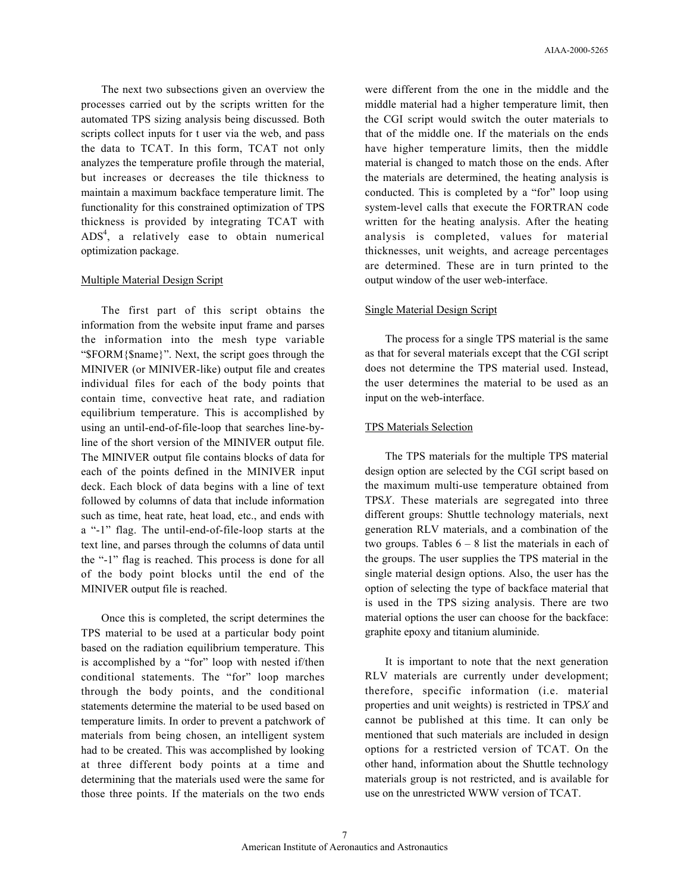The next two subsections given an overview the processes carried out by the scripts written for the automated TPS sizing analysis being discussed. Both scripts collect inputs for t user via the web, and pass the data to TCAT. In this form, TCAT not only analyzes the temperature profile through the material, but increases or decreases the tile thickness to maintain a maximum backface temperature limit. The functionality for this constrained optimization of TPS thickness is provided by integrating TCAT with ADS[4], a relatively ease to obtain numerical optimization package.

### Multiple Material Design Script

The first part of this script obtains the information from the website input frame and parses the information into the mesh type variable "$FORM{$name}". Next, the script goes through the MINIVER (or MINIVER-like) output file and creates individual files for each of the body points that contain time, convective heat rate, and radiation equilibrium temperature. This is accomplished by using an until-end-of-file-loop that searches line-by-line of the short version of the MINIVER output file. The MINIVER output file contains blocks of data for each of the points defined in the MINIVER input deck. Each block of data begins with a line of text followed by columns of data that include information such as time, heat rate, heat load, etc., and ends with a "-1" flag. The until-end-of-file-loop starts at the text line, and parses through the columns of data until the "-1" flag is reached. This process is done for all of the body point blocks until the end of the MINIVER output file is reached.

Once this is completed, the script determines the TPS material to be used at a particular body point based on the radiation equilibrium temperature. This is accomplished by a "for" loop with nested if/then conditional statements. The "for" loop marches through the body points, and the conditional statements determine the material to be used based on temperature limits. In order to prevent a patchwork of materials from being chosen, an intelligent system had to be created. This was accomplished by looking at three different body points at a time and determining that the materials used were the same for those three points. If the materials on the two ends were different from the one in the middle and the middle material had a higher temperature limit, then the CGI script would switch the outer materials to that of the middle one. If the materials on the ends have higher temperature limits, then the middle material is changed to match those on the ends. After the materials are determined, the heating analysis is conducted. This is completed by a "for" loop using system-level calls that execute the FORTRAN code written for the heating analysis. After the heating analysis is completed, values for material thicknesses, unit weights, and acreage percentages are determined. These are in turn printed to the output window of the user web-interface.

### Single Material Design Script

The process for a single TPS material is the same as that for several materials except that the CGI script does not determine the TPS material used. Instead, the user determines the material to be used as an input on the web-interface.

### TPS Materials Selection

The TPS materials for the multiple TPS material design option are selected by the CGI script based on the maximum multi-use temperature obtained from TPS*X*. These materials are segregated into three different groups: Shuttle technology materials, next generation RLV materials, and a combination of the two groups. Tables 6 – 8 list the materials in each of the groups. The user supplies the TPS material in the single material design options. Also, the user has the option of selecting the type of backface material that is used in the TPS sizing analysis. There are two material options the user can choose for the backface: graphite epoxy and titanium aluminide.

It is important to note that the next generation RLV materials are currently under development; therefore, specific information (i.e. material properties and unit weights) is restricted in TPS*X* and cannot be published at this time. It can only be mentioned that such materials are included in design options for a restricted version of TCAT. On the other hand, information about the Shuttle technology materials group is not restricted, and is available for use on the unrestricted WWW version of TCAT.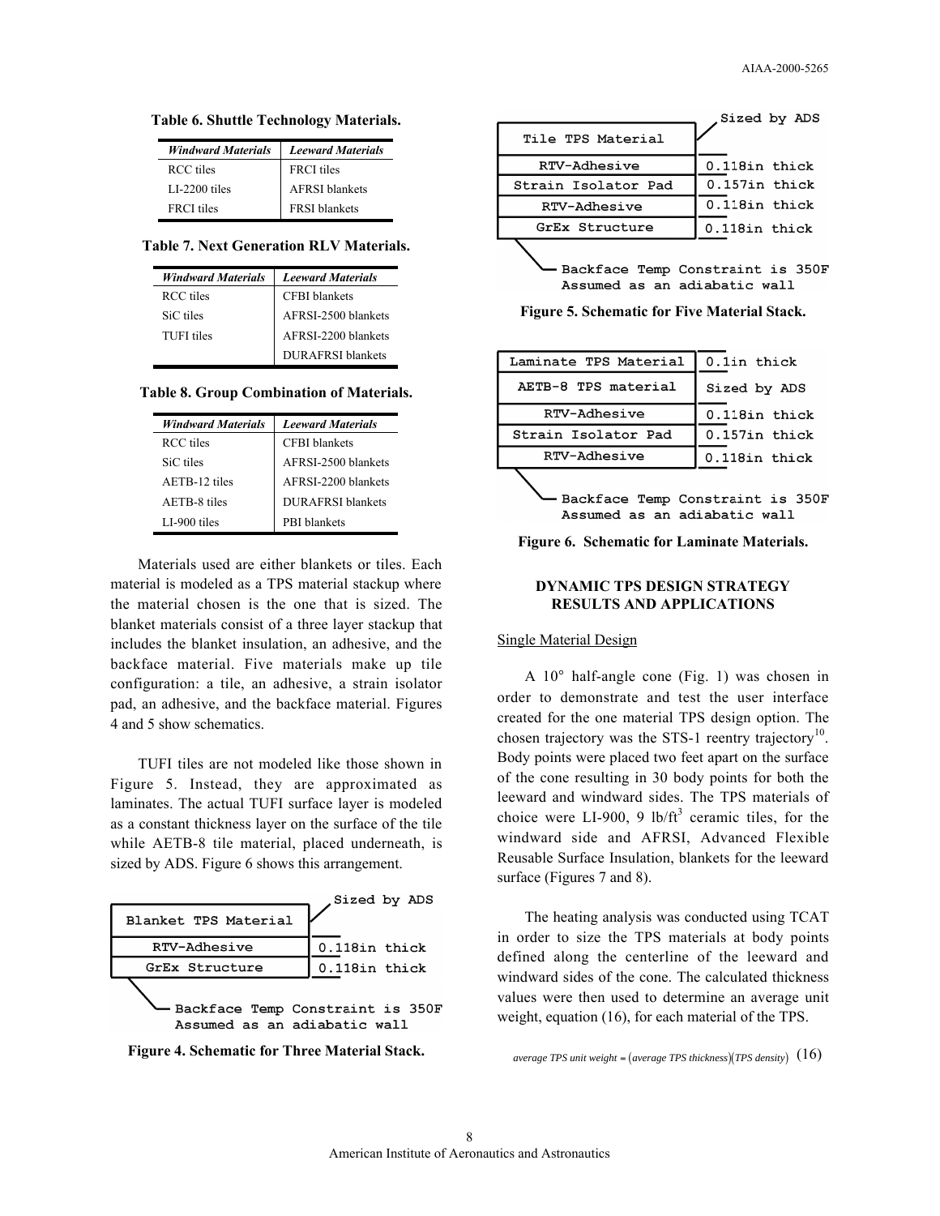**Table 6. Shuttle Technology Materials.**

| *Windward Materials* | *Leeward Materials* |
|---|---|
| RCC tiles | FRCI tiles |
| LI-2200 tiles | AFRSI blankets |
| FRCI tiles | FRSI blankets |

**Table 7. Next Generation RLV Materials.**

| *Windward Materials* | *Leeward Materials* |
|---|---|
| RCC tiles | CFBI blankets |
| SiC tiles | AFRSI-2500 blankets |
| TUFI tiles | AFRSI-2200 blankets |
| | DURAFRSI blankets |

**Table 8. Group Combination of Materials.**

| *Windward Materials* | *Leeward Materials* |
|---|---|
| RCC tiles | CFBI blankets |
| SiC tiles | AFRSI-2500 blankets |
| AETB-12 tiles | AFRSI-2200 blankets |
| AETB-8 tiles | DURAFRSI blankets |
| LI-900 tiles | PBI blankets |

Materials used are either blankets or tiles. Each material is modeled as a TPS material stackup where the material chosen is the one that is sized. The blanket materials consist of a three layer stackup that includes the blanket insulation, an adhesive, and the backface material. Five materials make up tile configuration: a tile, an adhesive, a strain isolator pad, an adhesive, and the backface material. Figures 4 and 5 show schematics.

TUFI tiles are not modeled like those shown in Figure 5. Instead, they are approximated as laminates. The actual TUFI surface layer is modeled as a constant thickness layer on the surface of the tile while AETB-8 tile material, placed underneath, is sized by ADS. Figure 6 shows this arrangement.

| Layer | Thickness |
|---|---|
| Blanket TPS Material | Sized by ADS |
| RTV-Adhesive | 0.118in thick |
| GrEx Structure | 0.118in thick |

Backface Temp Constraint is 350F
Assumed as an adiabatic wall

**Figure 4. Schematic for Three Material Stack.**

| Layer | Thickness |
|---|---|
| Tile TPS Material | Sized by ADS |
| RTV-Adhesive | 0.118in thick |
| Strain Isolator Pad | 0.157in thick |
| RTV-Adhesive | 0.118in thick |
| GrEx Structure | 0.118in thick |

Backface Temp Constraint is 350F
Assumed as an adiabatic wall

**Figure 5. Schematic for Five Material Stack.**

| Layer | Thickness |
|---|---|
| Laminate TPS Material | 0.1in thick |
| AETB-8 TPS material | Sized by ADS |
| RTV-Adhesive | 0.118in thick |
| Strain Isolator Pad | 0.157in thick |
| RTV-Adhesive | 0.118in thick |

Backface Temp Constraint is 350F
Assumed as an adiabatic wall

**Figure 6. Schematic for Laminate Materials.**

## DYNAMIC TPS DESIGN STRATEGY RESULTS AND APPLICATIONS

### Single Material Design

A 10° half-angle cone (Fig. 1) was chosen in order to demonstrate and test the user interface created for the one material TPS design option. The chosen trajectory was the STS-1 reentry trajectory[10]. Body points were placed two feet apart on the surface of the cone resulting in 30 body points for both the leeward and windward sides. The TPS materials of choice were LI-900, 9 $lb/ft^3$ ceramic tiles, for the windward side and AFRSI, Advanced Flexible Reusable Surface Insulation, blankets for the leeward surface (Figures 7 and 8).

The heating analysis was conducted using TCAT in order to size the TPS materials at body points defined along the centerline of the leeward and windward sides of the cone. The calculated thickness values were then used to determine an average unit weight, equation (16), for each material of the TPS.

$$\textit{average TPS unit weight} = (\textit{average TPS thickness})(\textit{TPS density}) \quad (16)$$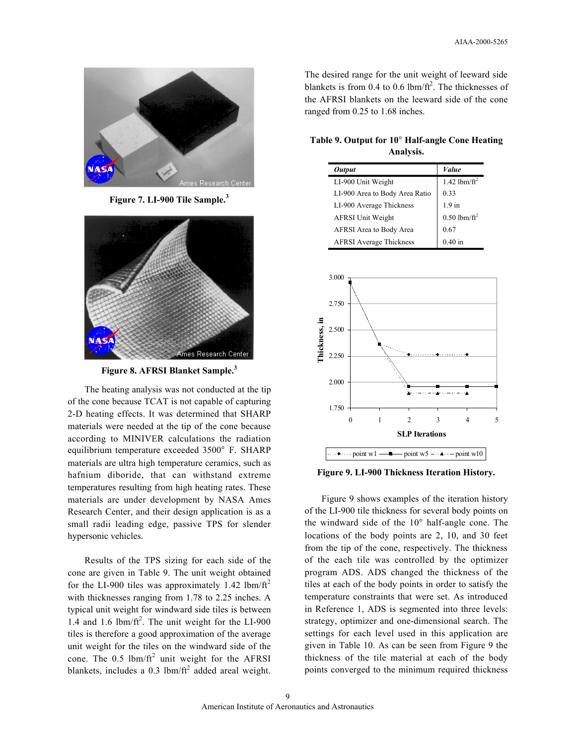Figure 7. LI-900 Tile Sample.[3]

Figure 8. AFRSI Blanket Sample.[3]

The heating analysis was not conducted at the tip of the cone because TCAT is not capable of capturing 2-D heating effects. It was determined that SHARP materials were needed at the tip of the cone because according to MINIVER calculations the radiation equilibrium temperature exceeded 3500° F. SHARP materials are ultra high temperature ceramics, such as hafnium diboride, that can withstand extreme temperatures resulting from high heating rates. These materials are under development by NASA Ames Research Center, and their design application is as a small radii leading edge, passive TPS for slender hypersonic vehicles.

Results of the TPS sizing for each side of the cone are given in Table 9. The unit weight obtained for the LI-900 tiles was approximately 1.42 lbm/ft$^2$ with thicknesses ranging from 1.78 to 2.25 inches. A typical unit weight for windward side tiles is between 1.4 and 1.6 lbm/ft$^2$. The unit weight for the LI-900 tiles is therefore a good approximation of the average unit weight for the tiles on the windward side of the cone. The 0.5 lbm/ft$^2$ unit weight for the AFRSI blankets, includes a 0.3 lbm/ft$^2$ added areal weight. The desired range for the unit weight of leeward side blankets is from 0.4 to 0.6 lbm/ft$^2$. The thicknesses of the AFRSI blankets on the leeward side of the cone ranged from 0.25 to 1.68 inches.

**Table 9. Output for 10° Half-angle Cone Heating Analysis.**

| *Output* | *Value* |
|---|---|
| LI-900 Unit Weight | 1.42 lbm/ft$^2$ |
| LI-900 Area to Body Area Ratio | 0.33 |
| LI-900 Average Thickness | 1.9 in |
| AFRSI Unit Weight | 0.50 lbm/ft$^2$ |
| AFRSI Area to Body Area | 0.67 |
| AFRSI Average Thickness | 0.40 in |

**Figure 9. LI-900 Thickness Iteration History.**

Figure 9 shows examples of the iteration history of the LI-900 tile thickness for several body points on the windward side of the 10° half-angle cone. The locations of the body points are 2, 10, and 30 feet from the tip of the cone, respectively. The thickness of the each tile was controlled by the optimizer program ADS. ADS changed the thickness of the tiles at each of the body points in order to satisfy the temperature constraints that were set. As introduced in Reference 1, ADS is segmented into three levels: strategy, optimizer and one-dimensional search. The settings for each level used in this application are given in Table 10. As can be seen from Figure 9 the thickness of the tile material at each of the body points converged to the minimum required thickness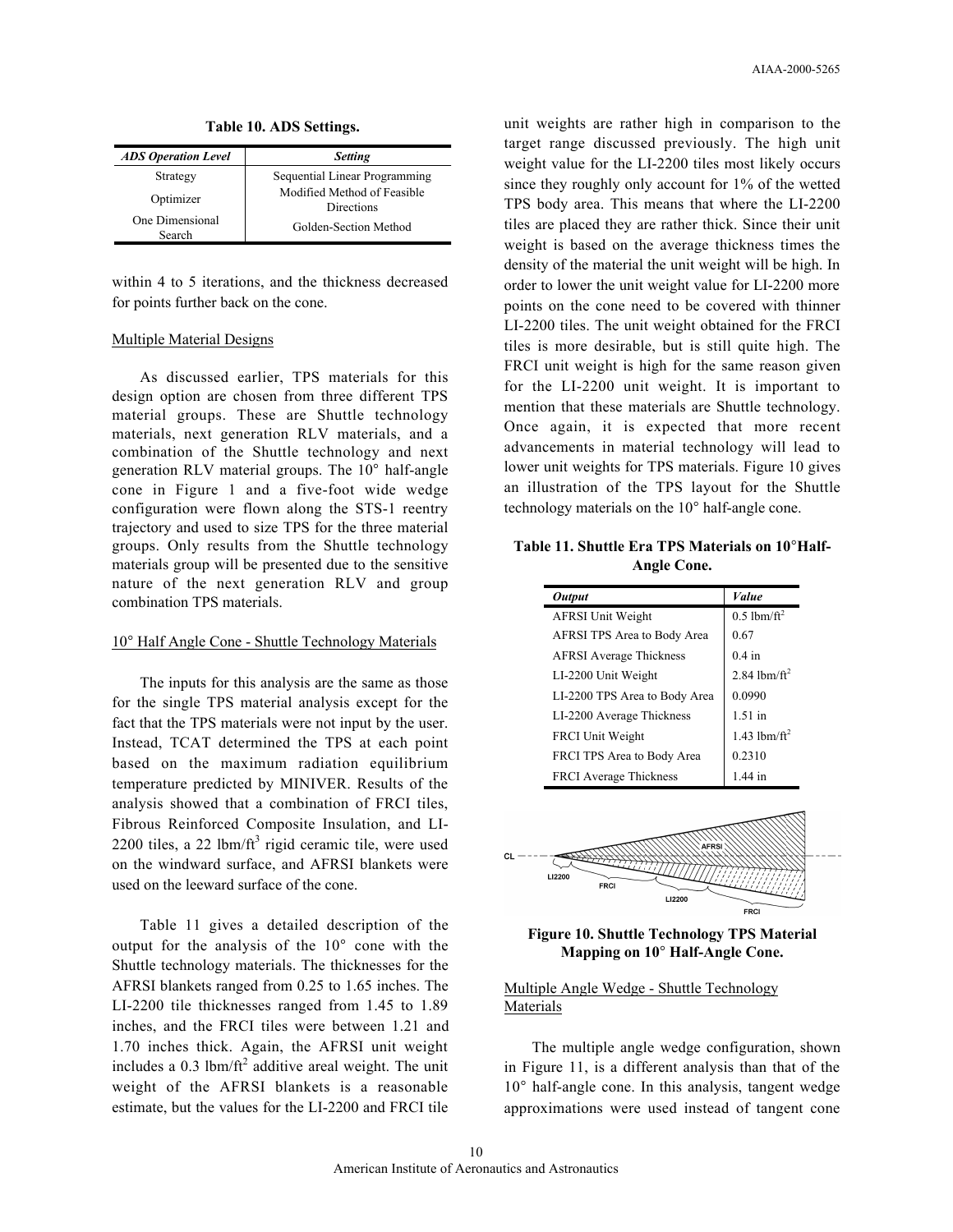**Table 10. ADS Settings.**

| *ADS Operation Level* | *Setting* |
|---|---|
| Strategy | Sequential Linear Programming |
| Optimizer | Modified Method of Feasible Directions |
| One Dimensional Search | Golden-Section Method |

within 4 to 5 iterations, and the thickness decreased for points further back on the cone.

### Multiple Material Designs

As discussed earlier, TPS materials for this design option are chosen from three different TPS material groups. These are Shuttle technology materials, next generation RLV materials, and a combination of the Shuttle technology and next generation RLV material groups. The 10° half-angle cone in Figure 1 and a five-foot wide wedge configuration were flown along the STS-1 reentry trajectory and used to size TPS for the three material groups. Only results from the Shuttle technology materials group will be presented due to the sensitive nature of the next generation RLV and group combination TPS materials.

### 10° Half Angle Cone - Shuttle Technology Materials

The inputs for this analysis are the same as those for the single TPS material analysis except for the fact that the TPS materials were not input by the user. Instead, TCAT determined the TPS at each point based on the maximum radiation equilibrium temperature predicted by MINIVER. Results of the analysis showed that a combination of FRCI tiles, Fibrous Reinforced Composite Insulation, and LI-2200 tiles, a 22 $lbm/ft^3$ rigid ceramic tile, were used on the windward surface, and AFRSI blankets were used on the leeward surface of the cone.

Table 11 gives a detailed description of the output for the analysis of the 10° cone with the Shuttle technology materials. The thicknesses for the AFRSI blankets ranged from 0.25 to 1.65 inches. The LI-2200 tile thicknesses ranged from 1.45 to 1.89 inches, and the FRCI tiles were between 1.21 and 1.70 inches thick. Again, the AFRSI unit weight includes a 0.3 $lbm/ft^2$ additive areal weight. The unit weight of the AFRSI blankets is a reasonable estimate, but the values for the LI-2200 and FRCI tile unit weights are rather high in comparison to the target range discussed previously. The high unit weight value for the LI-2200 tiles most likely occurs since they roughly only account for 1% of the wetted TPS body area. This means that where the LI-2200 tiles are placed they are rather thick. Since their unit weight is based on the average thickness times the density of the material the unit weight will be high. In order to lower the unit weight value for LI-2200 more points on the cone need to be covered with thinner LI-2200 tiles. The unit weight obtained for the FRCI tiles is more desirable, but is still quite high. The FRCI unit weight is high for the same reason given for the LI-2200 unit weight. It is important to mention that these materials are Shuttle technology. Once again, it is expected that more recent advancements in material technology will lead to lower unit weights for TPS materials. Figure 10 gives an illustration of the TPS layout for the Shuttle technology materials on the 10° half-angle cone.

**Table 11. Shuttle Era TPS Materials on 10° Half-Angle Cone.**

| *Output* | *Value* |
|---|---|
| AFRSI Unit Weight | 0.5 $lbm/ft^2$ |
| AFRSI TPS Area to Body Area | 0.67 |
| AFRSI Average Thickness | 0.4 in |
| LI-2200 Unit Weight | 2.84 $lbm/ft^2$ |
| LI-2200 TPS Area to Body Area | 0.0990 |
| LI-2200 Average Thickness | 1.51 in |
| FRCI Unit Weight | 1.43 $lbm/ft^2$ |
| FRCI TPS Area to Body Area | 0.2310 |
| FRCI Average Thickness | 1.44 in |

**Figure 10. Shuttle Technology TPS Material Mapping on 10° Half-Angle Cone.**

### Multiple Angle Wedge - Shuttle Technology Materials

The multiple angle wedge configuration, shown in Figure 11, is a different analysis than that of the 10° half-angle cone. In this analysis, tangent wedge approximations were used instead of tangent cone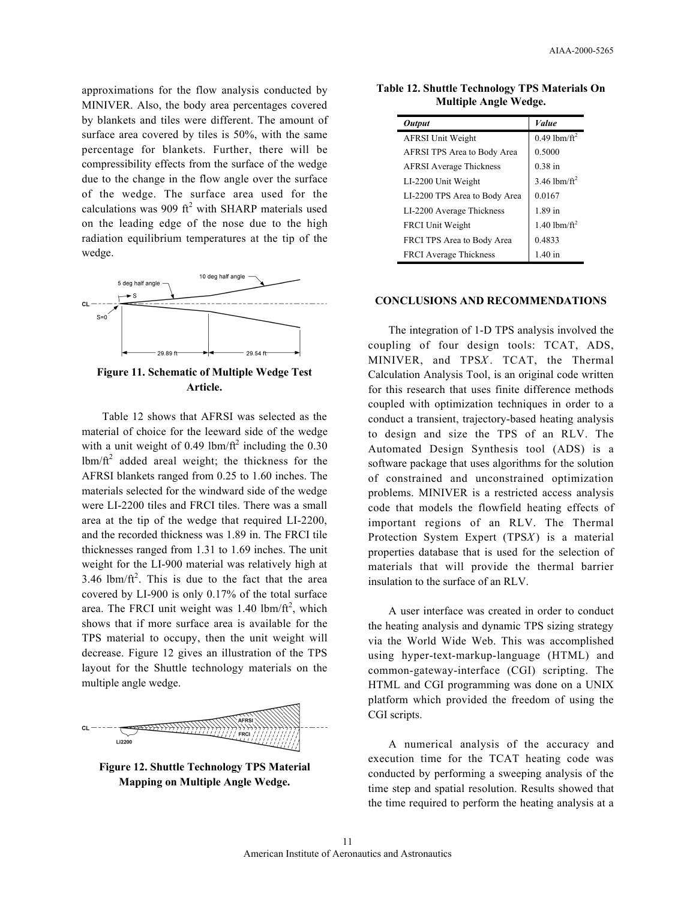approximations for the flow analysis conducted by MINIVER. Also, the body area percentages covered by blankets and tiles were different. The amount of surface area covered by tiles is 50%, with the same percentage for blankets. Further, there will be compressibility effects from the surface of the wedge due to the change in the flow angle over the surface of the wedge. The surface area used for the calculations was 909 $ft^2$ with SHARP materials used on the leading edge of the nose due to the high radiation equilibrium temperatures at the tip of the wedge.

**Figure 11. Schematic of Multiple Wedge Test Article.**

Table 12 shows that AFRSI was selected as the material of choice for the leeward side of the wedge with a unit weight of 0.49 $lbm/ft^2$ including the 0.30 $lbm/ft^2$ added areal weight; the thickness for the AFRSI blankets ranged from 0.25 to 1.60 inches. The materials selected for the windward side of the wedge were LI-2200 tiles and FRCI tiles. There was a small area at the tip of the wedge that required LI-2200, and the recorded thickness was 1.89 in. The FRCI tile thicknesses ranged from 1.31 to 1.69 inches. The unit weight for the LI-900 material was relatively high at 3.46 $lbm/ft^2$. This is due to the fact that the area covered by LI-900 is only 0.17% of the total surface area. The FRCI unit weight was 1.40 $lbm/ft^2$, which shows that if more surface area is available for the TPS material to occupy, then the unit weight will decrease. Figure 12 gives an illustration of the TPS layout for the Shuttle technology materials on the multiple angle wedge.

**Figure 12. Shuttle Technology TPS Material Mapping on Multiple Angle Wedge.**

**Table 12. Shuttle Technology TPS Materials On Multiple Angle Wedge.**

| *Output* | *Value* |
|---|---|
| AFRSI Unit Weight | 0.49 $lbm/ft^2$ |
| AFRSI TPS Area to Body Area | 0.5000 |
| AFRSI Average Thickness | 0.38 in |
| LI-2200 Unit Weight | 3.46 $lbm/ft^2$ |
| LI-2200 TPS Area to Body Area | 0.0167 |
| LI-2200 Average Thickness | 1.89 in |
| FRCI Unit Weight | 1.40 $lbm/ft^2$ |
| FRCI TPS Area to Body Area | 0.4833 |
| FRCI Average Thickness | 1.40 in |

## CONCLUSIONS AND RECOMMENDATIONS

The integration of 1-D TPS analysis involved the coupling of four design tools: TCAT, ADS, MINIVER, and TPS*X*. TCAT, the Thermal Calculation Analysis Tool, is an original code written for this research that uses finite difference methods coupled with optimization techniques in order to a conduct a transient, trajectory-based heating analysis to design and size the TPS of an RLV. The Automated Design Synthesis tool (ADS) is a software package that uses algorithms for the solution of constrained and unconstrained optimization problems. MINIVER is a restricted access analysis code that models the flowfield heating effects of important regions of an RLV. The Thermal Protection System Expert (TPS*X*) is a material properties database that is used for the selection of materials that will provide the thermal barrier insulation to the surface of an RLV.

A user interface was created in order to conduct the heating analysis and dynamic TPS sizing strategy via the World Wide Web. This was accomplished using hyper-text-markup-language (HTML) and common-gateway-interface (CGI) scripting. The HTML and CGI programming was done on a UNIX platform which provided the freedom of using the CGI scripts.

A numerical analysis of the accuracy and execution time for the TCAT heating code was conducted by performing a sweeping analysis of the time step and spatial resolution. Results showed that the time required to perform the heating analysis at a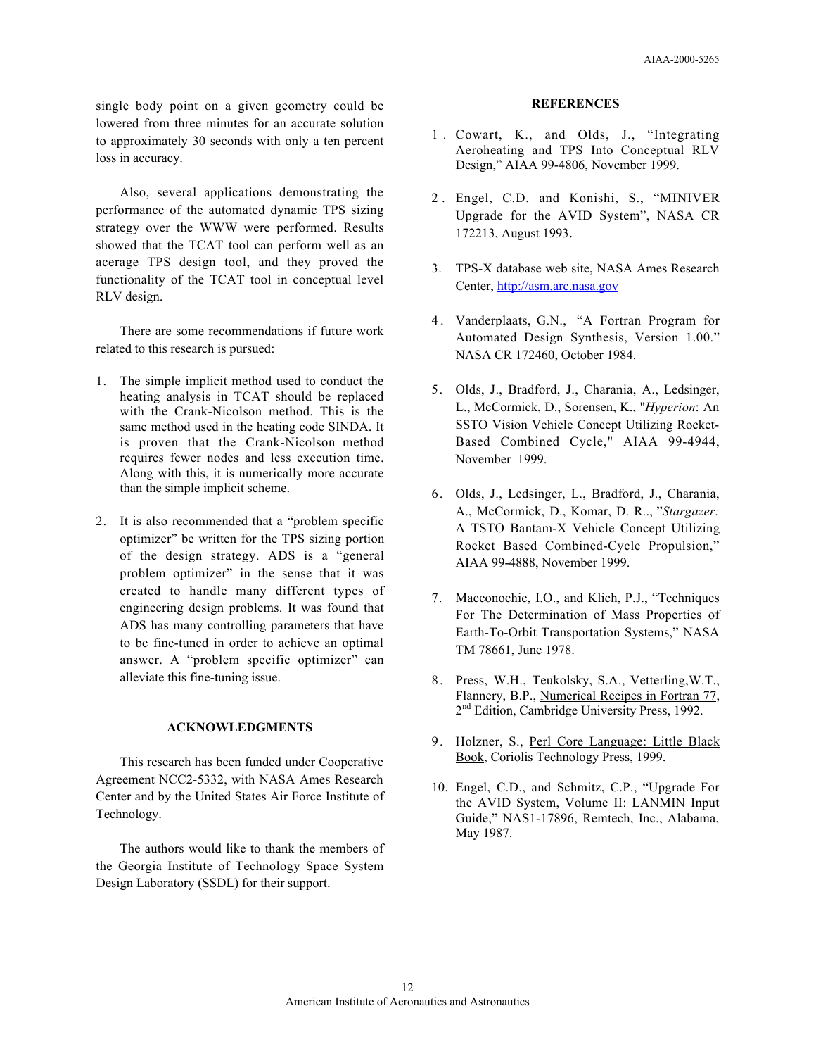single body point on a given geometry could be lowered from three minutes for an accurate solution to approximately 30 seconds with only a ten percent loss in accuracy.

Also, several applications demonstrating the performance of the automated dynamic TPS sizing strategy over the WWW were performed. Results showed that the TCAT tool can perform well as an acerage TPS design tool, and they proved the functionality of the TCAT tool in conceptual level RLV design.

There are some recommendations if future work related to this research is pursued:

1. The simple implicit method used to conduct the heating analysis in TCAT should be replaced with the Crank-Nicolson method. This is the same method used in the heating code SINDA. It is proven that the Crank-Nicolson method requires fewer nodes and less execution time. Along with this, it is numerically more accurate than the simple implicit scheme.

2. It is also recommended that a "problem specific optimizer" be written for the TPS sizing portion of the design strategy. ADS is a "general problem optimizer" in the sense that it was created to handle many different types of engineering design problems. It was found that ADS has many controlling parameters that have to be fine-tuned in order to achieve an optimal answer. A "problem specific optimizer" can alleviate this fine-tuning issue.

## ACKNOWLEDGMENTS

This research has been funded under Cooperative Agreement NCC2-5332, with NASA Ames Research Center and by the United States Air Force Institute of Technology.

The authors would like to thank the members of the Georgia Institute of Technology Space System Design Laboratory (SSDL) for their support.

## REFERENCES

1. Cowart, K., and Olds, J., "Integrating Aeroheating and TPS Into Conceptual RLV Design," AIAA 99-4806, November 1999.

2. Engel, C.D. and Konishi, S., "MINIVER Upgrade for the AVID System", NASA CR 172213, August 1993.

3. TPS-X database web site, NASA Ames Research Center, http://asm.arc.nasa.gov

4. Vanderplaats, G.N., "A Fortran Program for Automated Design Synthesis, Version 1.00." NASA CR 172460, October 1984.

5. Olds, J., Bradford, J., Charania, A., Ledsinger, L., McCormick, D., Sorensen, K., "*Hyperion*: An SSTO Vision Vehicle Concept Utilizing Rocket-Based Combined Cycle," AIAA 99-4944, November 1999.

6. Olds, J., Ledsinger, L., Bradford, J., Charania, A., McCormick, D., Komar, D. R.., "*Stargazer:* A TSTO Bantam-X Vehicle Concept Utilizing Rocket Based Combined-Cycle Propulsion," AIAA 99-4888, November 1999.

7. Macconochie, I.O., and Klich, P.J., "Techniques For The Determination of Mass Properties of Earth-To-Orbit Transportation Systems," NASA TM 78661, June 1978.

8. Press, W.H., Teukolsky, S.A., Vetterling,W.T., Flannery, B.P., Numerical Recipes in Fortran 77, 2nd Edition, Cambridge University Press, 1992.

9. Holzner, S., Perl Core Language: Little Black Book, Coriolis Technology Press, 1999.

10. Engel, C.D., and Schmitz, C.P., "Upgrade For the AVID System, Volume II: LANMIN Input Guide," NAS1-17896, Remtech, Inc., Alabama, May 1987.